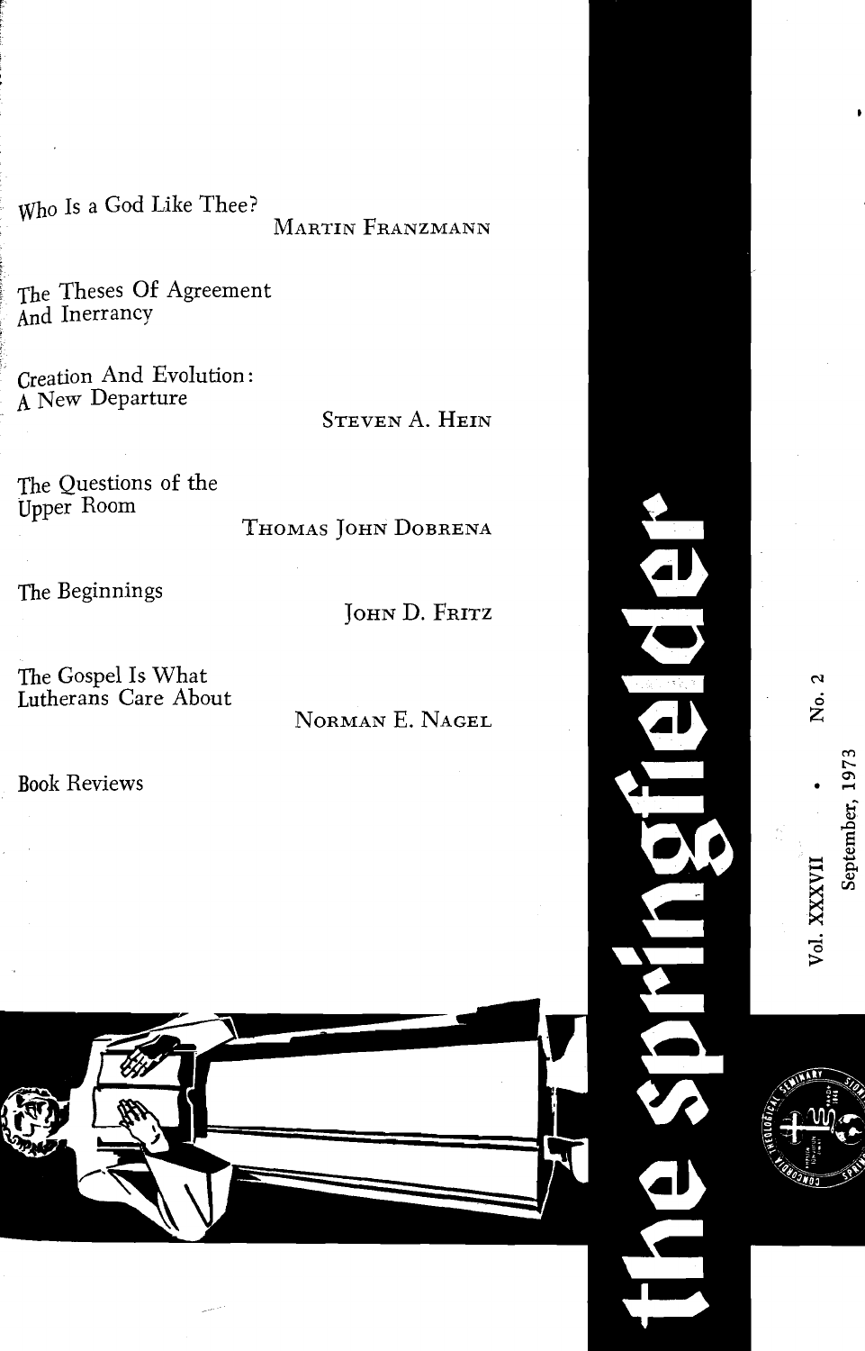# the springfielder

Vol. XXXVII • No. 2

September, 1973

Who Is a God Like Thee?
MARTIN FRANZMANN

The Theses Of Agreement And Inerrancy

Creation And Evolution: A New Departure
STEVEN A. HEIN

The Questions of the Upper Room
THOMAS JOHN DOBRENA

The Beginnings
JOHN D. FRITZ

The Gospel Is What Lutherans Care About
NORMAN E. NAGEL

Book Reviews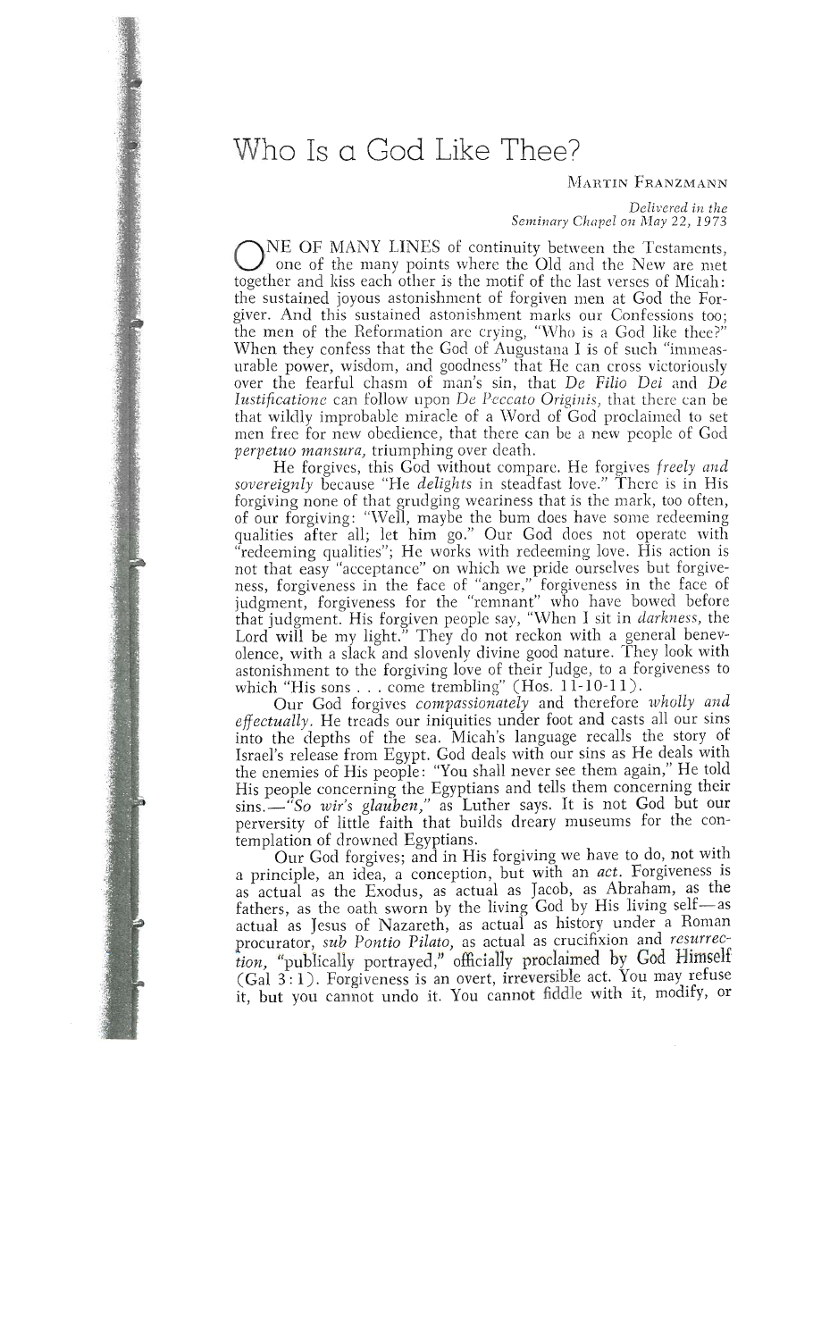// Who Is a God Like Thee?

Martin Franzmann

*Delivered in the Seminary Chapel on May 22, 1973*

ONE OF MANY LINES of continuity between the Testaments, one of the many points where the Old and the New are met together and kiss each other is the motif of the last verses of Micah: the sustained joyous astonishment of forgiven men at God the Forgiver. And this sustained astonishment marks our Confessions too; the men of the Reformation are crying, "Who is a God like thee?" When they confess that the God of Augustana I is of such "immeasurable power, wisdom, and goodness" that He can cross victoriously over the fearful chasm of man's sin, that *De Filio Dei* and *De Iustificatione* can follow upon *De Peccato Originis*, that there can be that wildly improbable miracle of a Word of God proclaimed to set men free for new obedience, that there can be a new people of God *perpetuo mansura*, triumphing over death.

He forgives, this God without compare. He forgives *freely and sovereignly* because "He *delights* in steadfast love." There is in His forgiving none of that grudging weariness that is the mark, too often, of our forgiving: "Well, maybe the bum does have some redeeming qualities after all; let him go." Our God does not operate with "redeeming qualities"; He works with redeeming love. His action is not that easy "acceptance" on which we pride ourselves but forgiveness, forgiveness in the face of "anger," forgiveness in the face of judgment, forgiveness for the "remnant" who have bowed before that judgment. His forgiven people say, "When I sit in *darkness*, the Lord will be my light." They do not reckon with a general benevolence, with a slack and slovenly divine good nature. They look with astonishment to the forgiving love of their Judge, to a forgiveness to which "His sons . . . come trembling" (Hos. 11-10-11).

Our God forgives *compassionately* and therefore *wholly and effectually*. He treads our iniquities under foot and casts all our sins into the depths of the sea. Micah's language recalls the story of Israel's release from Egypt. God deals with our sins as He deals with the enemies of His people: "You shall never see them again," He told His people concerning the Egyptians and tells them concerning their sins.—"*So wir's glauben*," as Luther says. It is not God but our perversity of little faith that builds dreary museums for the contemplation of drowned Egyptians.

Our God forgives; and in His forgiving we have to do, not with a principle, an idea, a conception, but with an *act*. Forgiveness is as actual as the Exodus, as actual as Jacob, as Abraham, as the fathers, as the oath sworn by the living God by His living self—as actual as Jesus of Nazareth, as actual as history under a Roman procurator, *sub Pontio Pilato*, as actual as crucifixion and *resurrection*, "publically portrayed," officially proclaimed by God Himself (Gal 3:1). Forgiveness is an overt, irreversible act. You may refuse it, but you cannot undo it. You cannot fiddle with it, modify, or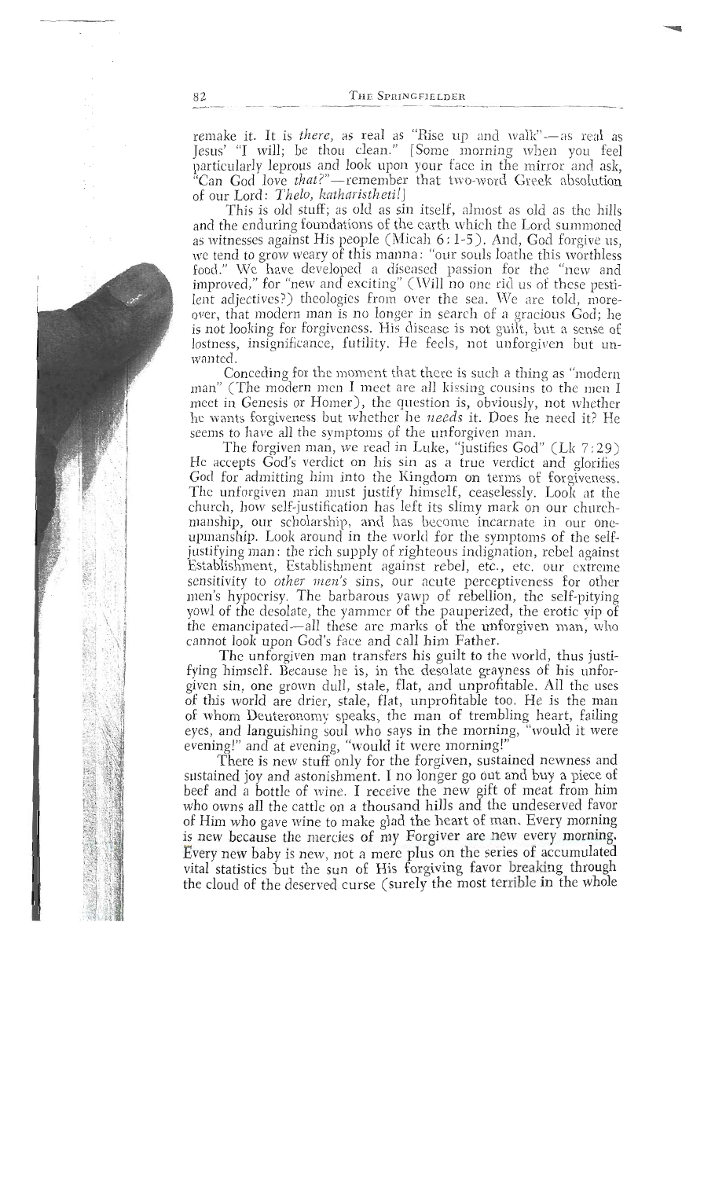remake it. It is *there*, as real as "Rise up and walk"—as real as Jesus' "I will; be thou clean." [Some morning when you feel particularly leprous and look upon your face in the mirror and ask, "Can God love *that?*"—remember that two-word Greek absolution of our Lord: *Thelo, katharistheti!*]

This is old stuff; as old as sin itself, almost as old as the hills and the enduring foundations of the earth which the Lord summoned as witnesses against His people (Micah 6:1-5). And, God forgive us, we tend to grow weary of this manna: "our souls loathe this worthless food." We have developed a diseased passion for the "new and improved," for "new and exciting" (Will no one rid us of these pestilent adjectives?) theologies from over the sea. We are told, moreover, that modern man is no longer in search of a gracious God; he is not looking for forgiveness. His disease is not guilt, but a sense of lostness, insignificance, futility. He feels, not unforgiven but unwanted.

Conceding for the moment that there is such a thing as "modern man" (The modern men I meet are all kissing cousins to the men I meet in Genesis or Homer), the question is, obviously, not whether he wants forgiveness but whether he *needs* it. Does he need it? He seems to have all the symptoms of the unforgiven man.

The forgiven man, we read in Luke, "justifies God" (Lk 7:29) He accepts God's verdict on his sin as a true verdict and glorifies God for admitting him into the Kingdom on terms of forgiveness. The unforgiven man must justify himself, ceaselessly. Look at the church, how self-justification has left its slimy mark on our churchmanship, our scholarship, and has become incarnate in our one-upmanship. Look around in the world for the symptoms of the self-justifying man: the rich supply of righteous indignation, rebel against Establishment, Establishment against rebel, etc., etc. our extreme sensitivity to *other men's* sins, our acute perceptiveness for other men's hypocrisy. The barbarous yawp of rebellion, the self-pitying yowl of the desolate, the yammer of the pauperized, the erotic yip of the emancipated—all these are marks of the unforgiven man, who cannot look upon God's face and call him Father.

The unforgiven man transfers his guilt to the world, thus justifying himself. Because he is, in the desolate grayness of his unforgiven sin, one grown dull, stale, flat, and unprofitable. All the uses of this world are drier, stale, flat, unprofitable too. He is the man of whom Deuteronomy speaks, the man of trembling heart, failing eyes, and languishing soul who says in the morning, "would it were evening!" and at evening, "would it were morning!"

There is new stuff only for the forgiven, sustained newness and sustained joy and astonishment. I no longer go out and buy a piece of beef and a bottle of wine. I receive the new gift of meat from him who owns all the cattle on a thousand hills and the undeserved favor of Him who gave wine to make glad the heart of man. Every morning is new because the mercies of my Forgiver are new every morning. Every new baby is new, not a mere plus on the series of accumulated vital statistics but the sun of His forgiving favor breaking through the cloud of the deserved curse (surely the most terrible in the whole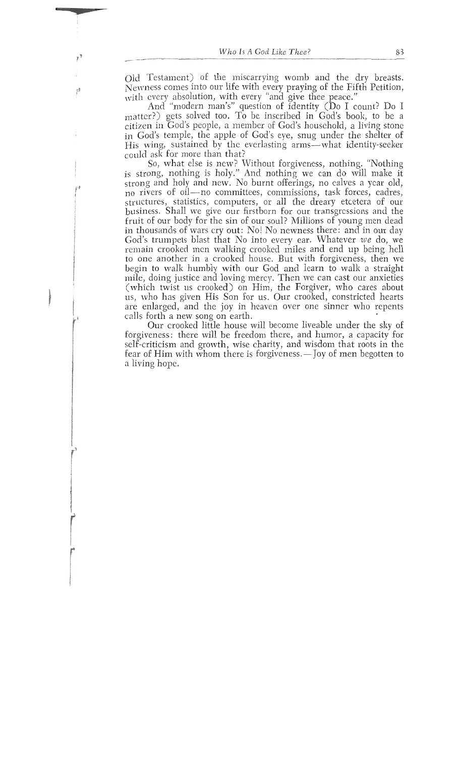Old Testament) of the miscarrying womb and the dry breasts. Newness comes into our life with every praying of the Fifth Petition, with every absolution, with every "and give thee peace."

And "modern man's" question of identity (Do I count? Do I matter?) gets solved too. To be inscribed in God's book, to be a citizen in God's people, a member of God's household, a living stone in God's temple, the apple of God's eye, snug under the shelter of His wing, sustained by the everlasting arms—what identity-seeker could ask for more than that?

So, what else is new? Without forgiveness, nothing. "Nothing is strong, nothing is holy." And nothing we can do will make it strong and holy and new. No burnt offerings, no calves a year old, no rivers of oil—no committees, commissions, task forces, cadres, structures, statistics, computers, or all the dreary etcetera of our business. Shall we give our firstborn for our transgressions and the fruit of our body for the sin of our soul? Millions of young men dead in thousands of wars cry out: No! No newness there: and in our day God's trumpets blast that No into every ear. Whatever *we* do, we remain crooked men walking crooked miles and end up being hell to one another in a crooked house. But with forgiveness, then we begin to walk humbly with our God and learn to walk a straight mile, doing justice and loving mercy. Then we can cast our anxieties (which twist us crooked) on Him, the Forgiver, who cares about us, who has given His Son for us. Our crooked, constricted hearts are enlarged, and the joy in heaven over one sinner who repents calls forth a new song on earth.

Our crooked little house will become liveable under the sky of forgiveness: there will be freedom there, and humor, a capacity for self-criticism and growth, wise charity, and wisdom that roots in the fear of Him with whom there is forgiveness.—Joy of men begotten to a living hope.